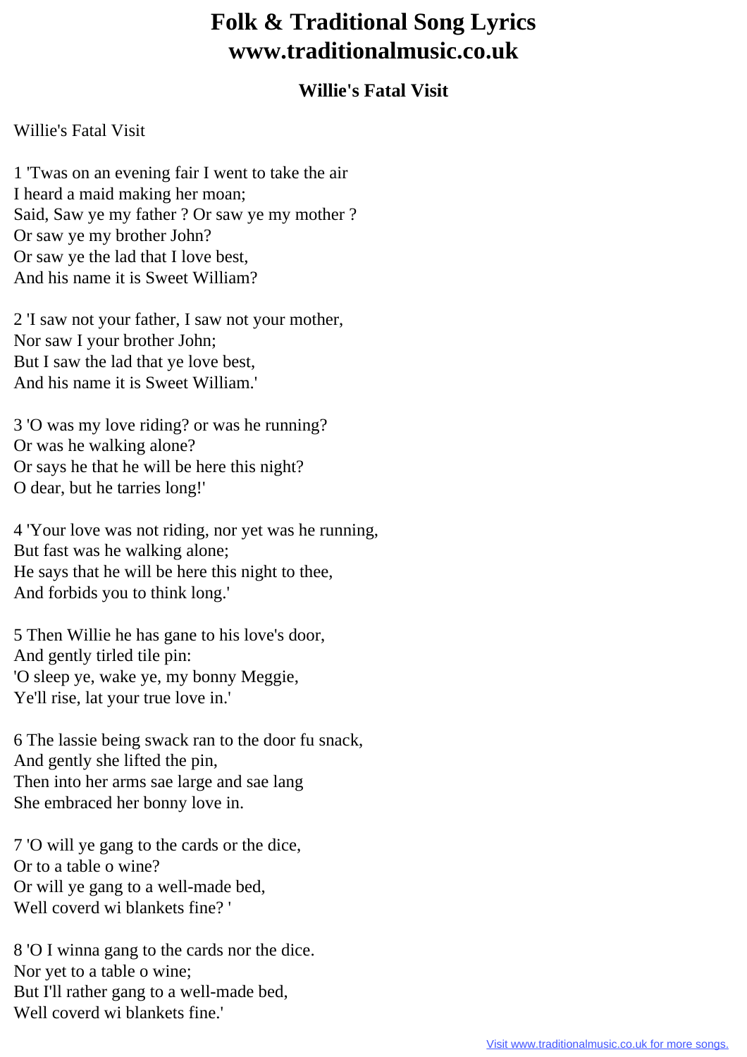# Folk & Traditional Song Lyrics www.traditionalmusic.co.uk

## Willie's Fatal Visit

Willie's Fatal Visit

1 'Twas on an evening fair I went to take the air
I heard a maid making her moan;
Said, Saw ye my father ? Or saw ye my mother ?
Or saw ye my brother John?
Or saw ye the lad that I love best,
And his name it is Sweet William?

2 'I saw not your father, I saw not your mother,
Nor saw I your brother John;
But I saw the lad that ye love best,
And his name it is Sweet William.'

3 'O was my love riding? or was he running?
Or was he walking alone?
Or says he that he will be here this night?
O dear, but he tarries long!'

4 'Your love was not riding, nor yet was he running,
But fast was he walking alone;
He says that he will be here this night to thee,
And forbids you to think long.'

5 Then Willie he has gane to his love's door,
And gently tirled tile pin:
'O sleep ye, wake ye, my bonny Meggie,
Ye'll rise, lat your true love in.'

6 The lassie being swack ran to the door fu snack,
And gently she lifted the pin,
Then into her arms sae large and sae lang
She embraced her bonny love in.

7 'O will ye gang to the cards or the dice,
Or to a table o wine?
Or will ye gang to a well-made bed,
Well coverd wi blankets fine? '

8 'O I winna gang to the cards nor the dice.
Nor yet to a table o wine;
But I'll rather gang to a well-made bed,
Well coverd wi blankets fine.'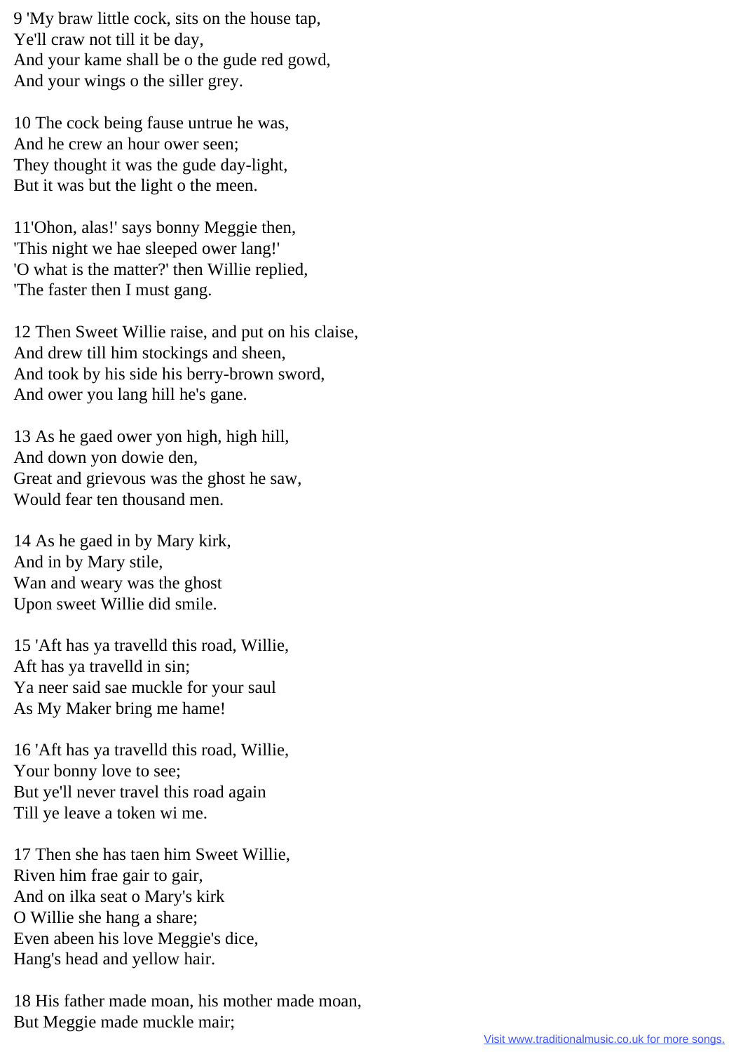9 'My braw little cock, sits on the house tap,
Ye'll craw not till it be day,
And your kame shall be o the gude red gowd,
And your wings o the siller grey.

10 The cock being fause untrue he was,
And he crew an hour ower seen;
They thought it was the gude day-light,
But it was but the light o the meen.

11'Ohon, alas!' says bonny Meggie then,
'This night we hae sleeped ower lang!'
'O what is the matter?' then Willie replied,
'The faster then I must gang.

12 Then Sweet Willie raise, and put on his claise,
And drew till him stockings and sheen,
And took by his side his berry-brown sword,
And ower you lang hill he's gane.

13 As he gaed ower yon high, high hill,
And down yon dowie den,
Great and grievous was the ghost he saw,
Would fear ten thousand men.

14 As he gaed in by Mary kirk,
And in by Mary stile,
Wan and weary was the ghost
Upon sweet Willie did smile.

15 'Aft has ya travelld this road, Willie,
Aft has ya travelld in sin;
Ya neer said sae muckle for your saul
As My Maker bring me hame!

16 'Aft has ya travelld this road, Willie,
Your bonny love to see;
But ye'll never travel this road again
Till ye leave a token wi me.

17 Then she has taen him Sweet Willie,
Riven him frae gair to gair,
And on ilka seat o Mary's kirk
O Willie she hang a share;
Even abeen his love Meggie's dice,
Hang's head and yellow hair.

18 His father made moan, his mother made moan,
But Meggie made muckle mair;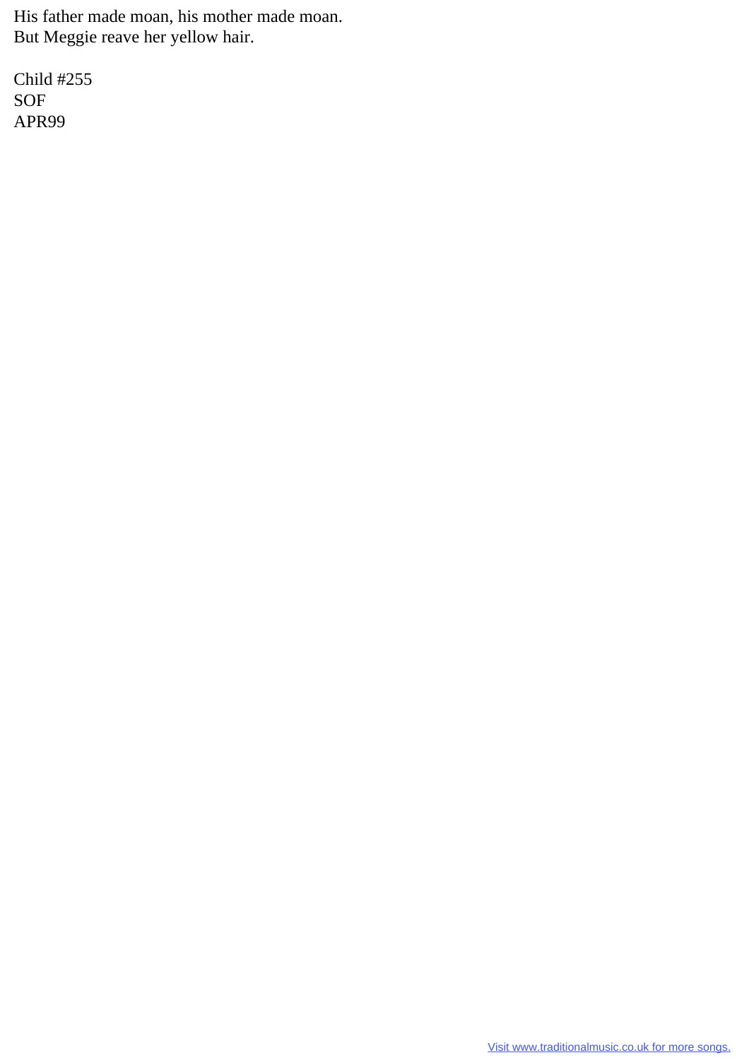His father made moan, his mother made moan.
But Meggie reave her yellow hair.

Child #255
SOF
APR99